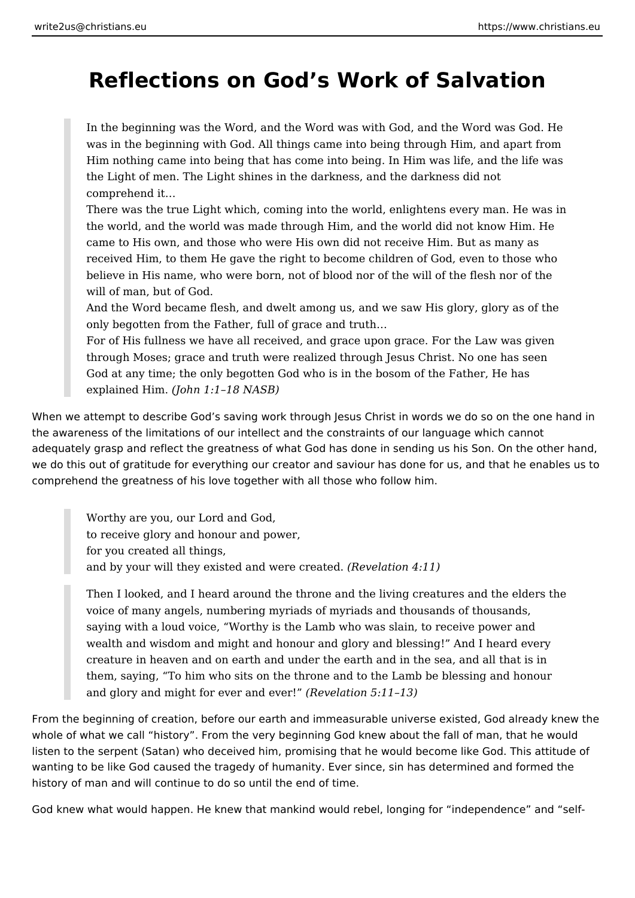# Reflections on God's Work of Salvation

> In the beginning was the Word, and the Word was with God, and the Word was God. He was in the beginning with God. All things came into being through Him, and apart from Him nothing came into being that has come into being. In Him was life, and the life was the Light of men. The Light shines in the darkness, and the darkness did not comprehend it…
> There was the true Light which, coming into the world, enlightens every man. He was in the world, and the world was made through Him, and the world did not know Him. He came to His own, and those who were His own did not receive Him. But as many as received Him, to them He gave the right to become children of God, even to those who believe in His name, who were born, not of blood nor of the will of the flesh nor of the will of man, but of God.
> And the Word became flesh, and dwelt among us, and we saw His glory, glory as of the only begotten from the Father, full of grace and truth…
> For of His fullness we have all received, and grace upon grace. For the Law was given through Moses; grace and truth were realized through Jesus Christ. No one has seen God at any time; the only begotten God who is in the bosom of the Father, He has explained Him. *(John 1:1–18 NASB)*

When we attempt to describe God's saving work through Jesus Christ in words we do so on the one hand in the awareness of the limitations of our intellect and the constraints of our language which cannot adequately grasp and reflect the greatness of what God has done in sending us his Son. On the other hand, we do this out of gratitude for everything our creator and saviour has done for us, and that he enables us to comprehend the greatness of his love together with all those who follow him.

> Worthy are you, our Lord and God,
> to receive glory and honour and power,
> for you created all things,
> and by your will they existed and were created. *(Revelation 4:11)*

> Then I looked, and I heard around the throne and the living creatures and the elders the voice of many angels, numbering myriads of myriads and thousands of thousands, saying with a loud voice, "Worthy is the Lamb who was slain, to receive power and wealth and wisdom and might and honour and glory and blessing!" And I heard every creature in heaven and on earth and under the earth and in the sea, and all that is in them, saying, "To him who sits on the throne and to the Lamb be blessing and honour and glory and might for ever and ever!" *(Revelation 5:11–13)*

From the beginning of creation, before our earth and immeasurable universe existed, God already knew the whole of what we call "history". From the very beginning God knew about the fall of man, that he would listen to the serpent (Satan) who deceived him, promising that he would become like God. This attitude of wanting to be like God caused the tragedy of humanity. Ever since, sin has determined and formed the history of man and will continue to do so until the end of time.

God knew what would happen. He knew that mankind would rebel, longing for "independence" and "self-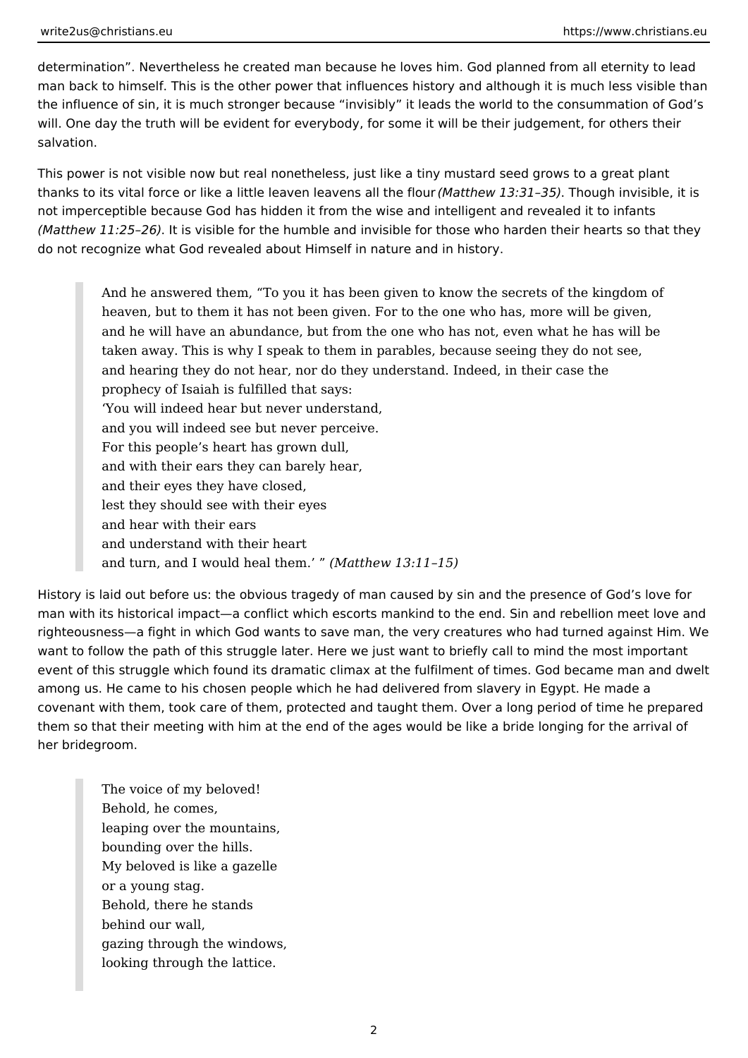determination". Nevertheless he created man because he loves him. God planned from all eternity to lead man back to himself. This is the other power that influences history and although it is much less visible than the influence of sin, it is much stronger because "invisibly" it leads the world to the consummation of God's will. One day the truth will be evident for everybody, for some it will be their judgement, for others their salvation.

This power is not visible now but real nonetheless, just like a tiny mustard seed grows to a great plant thanks to its vital force or like a little leaven leavens all the flour *(Matthew 13:31–35)*. Though invisible, it is not imperceptible because God has hidden it from the wise and intelligent and revealed it to infants *(Matthew 11:25–26)*. It is visible for the humble and invisible for those who harden their hearts so that they do not recognize what God revealed about Himself in nature and in history.

> And he answered them, "To you it has been given to know the secrets of the kingdom of heaven, but to them it has not been given. For to the one who has, more will be given, and he will have an abundance, but from the one who has not, even what he has will be taken away. This is why I speak to them in parables, because seeing they do not see, and hearing they do not hear, nor do they understand. Indeed, in their case the prophecy of Isaiah is fulfilled that says:
> 'You will indeed hear but never understand,
> and you will indeed see but never perceive.
> For this people's heart has grown dull,
> and with their ears they can barely hear,
> and their eyes they have closed,
> lest they should see with their eyes
> and hear with their ears
> and understand with their heart
> and turn, and I would heal them.' " *(Matthew 13:11–15)*

History is laid out before us: the obvious tragedy of man caused by sin and the presence of God's love for man with its historical impact—a conflict which escorts mankind to the end. Sin and rebellion meet love and righteousness—a fight in which God wants to save man, the very creatures who had turned against Him. We want to follow the path of this struggle later. Here we just want to briefly call to mind the most important event of this struggle which found its dramatic climax at the fulfilment of times. God became man and dwelt among us. He came to his chosen people which he had delivered from slavery in Egypt. He made a covenant with them, took care of them, protected and taught them. Over a long period of time he prepared them so that their meeting with him at the end of the ages would be like a bride longing for the arrival of her bridegroom.

> The voice of my beloved!
> Behold, he comes,
> leaping over the mountains,
> bounding over the hills.
> My beloved is like a gazelle
> or a young stag.
> Behold, there he stands
> behind our wall,
> gazing through the windows,
> looking through the lattice.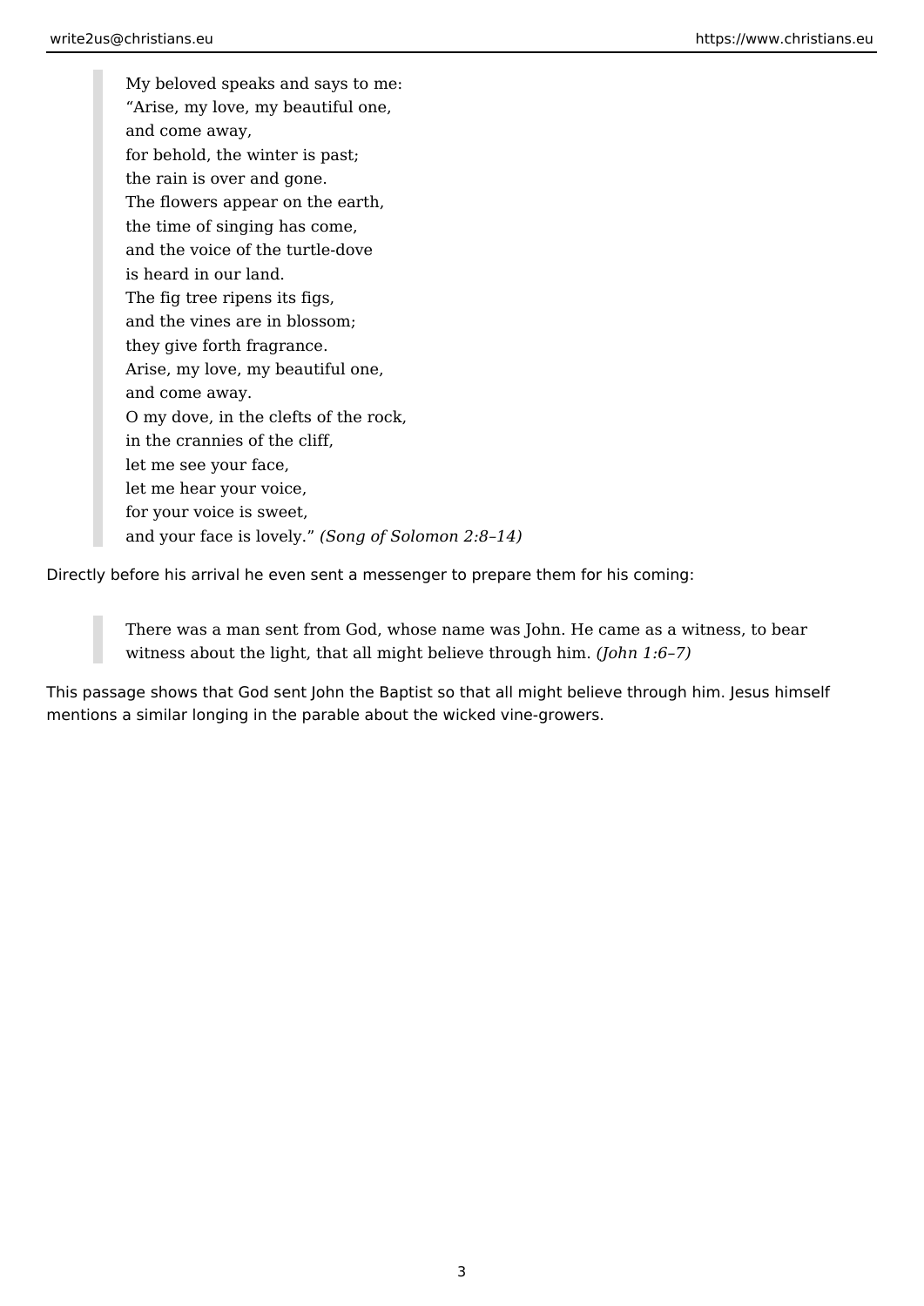> My beloved speaks and says to me:
> “Arise, my love, my beautiful one,
> and come away,
> for behold, the winter is past;
> the rain is over and gone.
> The flowers appear on the earth,
> the time of singing has come,
> and the voice of the turtle-dove
> is heard in our land.
> The fig tree ripens its figs,
> and the vines are in blossom;
> they give forth fragrance.
> Arise, my love, my beautiful one,
> and come away.
> O my dove, in the clefts of the rock,
> in the crannies of the cliff,
> let me see your face,
> let me hear your voice,
> for your voice is sweet,
> and your face is lovely.” *(Song of Solomon 2:8–14)*

Directly before his arrival he even sent a messenger to prepare them for his coming:

> There was a man sent from God, whose name was John. He came as a witness, to bear witness about the light, that all might believe through him. *(John 1:6–7)*

This passage shows that God sent John the Baptist so that all might believe through him. Jesus himself mentions a similar longing in the parable about the wicked vine-growers.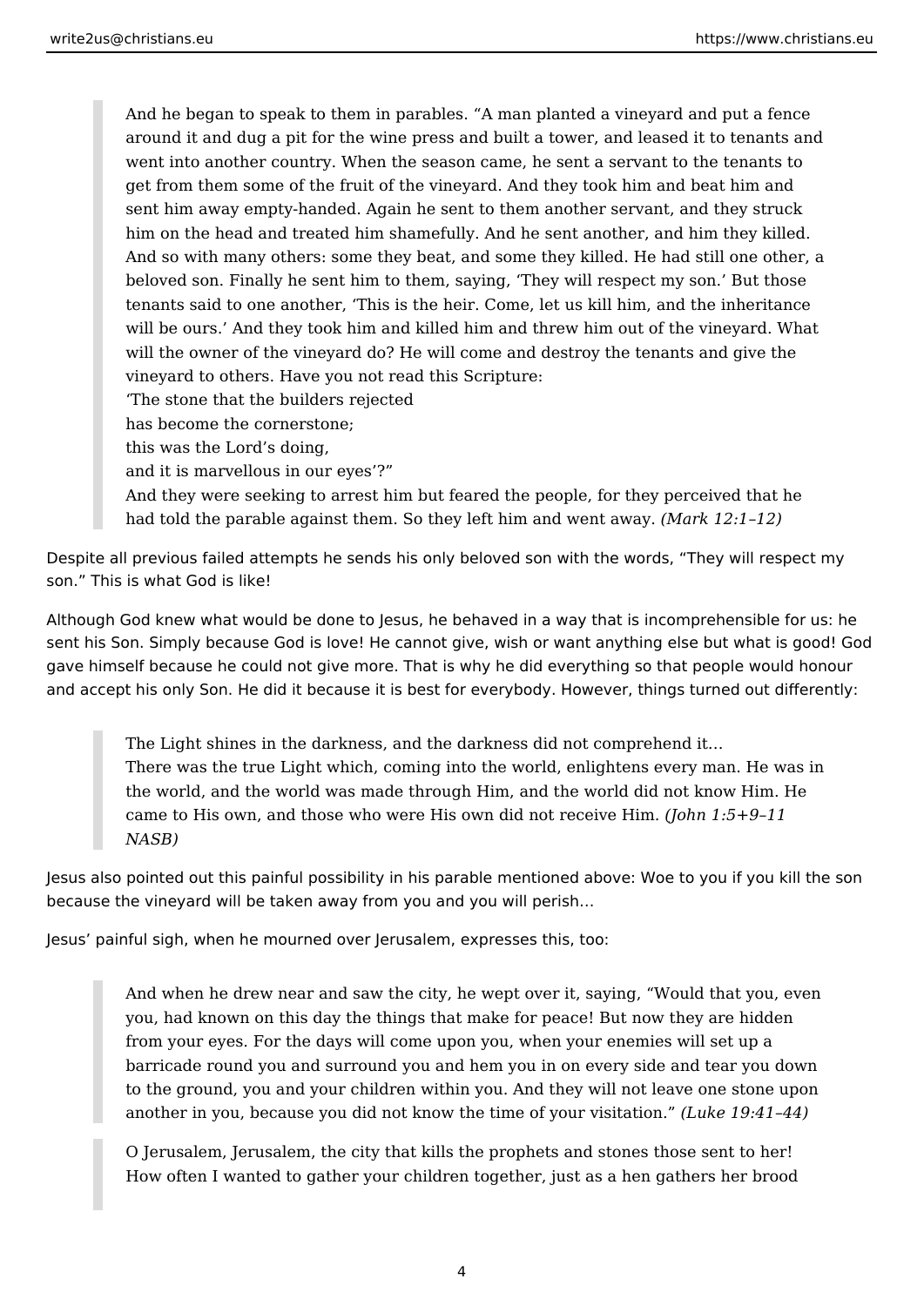> And he began to speak to them in parables. “A man planted a vineyard and put a fence around it and dug a pit for the wine press and built a tower, and leased it to tenants and went into another country. When the season came, he sent a servant to the tenants to get from them some of the fruit of the vineyard. And they took him and beat him and sent him away empty-handed. Again he sent to them another servant, and they struck him on the head and treated him shamefully. And he sent another, and him they killed. And so with many others: some they beat, and some they killed. He had still one other, a beloved son. Finally he sent him to them, saying, ‘They will respect my son.’ But those tenants said to one another, ‘This is the heir. Come, let us kill him, and the inheritance will be ours.’ And they took him and killed him and threw him out of the vineyard. What will the owner of the vineyard do? He will come and destroy the tenants and give the vineyard to others. Have you not read this Scripture:
> ‘The stone that the builders rejected
> has become the cornerstone;
> this was the Lord’s doing,
> and it is marvellous in our eyes’?”
> And they were seeking to arrest him but feared the people, for they perceived that he had told the parable against them. So they left him and went away. *(Mark 12:1–12)*

Despite all previous failed attempts he sends his only beloved son with the words, “They will respect my son.” This is what God is like!

Although God knew what would be done to Jesus, he behaved in a way that is incomprehensible for us: he sent his Son. Simply because God is love! He cannot give, wish or want anything else but what is good! God gave himself because he could not give more. That is why he did everything so that people would honour and accept his only Son. He did it because it is best for everybody. However, things turned out differently:

> The Light shines in the darkness, and the darkness did not comprehend it…
> There was the true Light which, coming into the world, enlightens every man. He was in the world, and the world was made through Him, and the world did not know Him. He came to His own, and those who were His own did not receive Him. *(John 1:5+9–11 NASB)*

Jesus also pointed out this painful possibility in his parable mentioned above: Woe to you if you kill the son because the vineyard will be taken away from you and you will perish…

Jesus’ painful sigh, when he mourned over Jerusalem, expresses this, too:

> And when he drew near and saw the city, he wept over it, saying, “Would that you, even you, had known on this day the things that make for peace! But now they are hidden from your eyes. For the days will come upon you, when your enemies will set up a barricade round you and surround you and hem you in on every side and tear you down to the ground, you and your children within you. And they will not leave one stone upon another in you, because you did not know the time of your visitation.” *(Luke 19:41–44)*

> O Jerusalem, Jerusalem, the city that kills the prophets and stones those sent to her! How often I wanted to gather your children together, just as a hen gathers her brood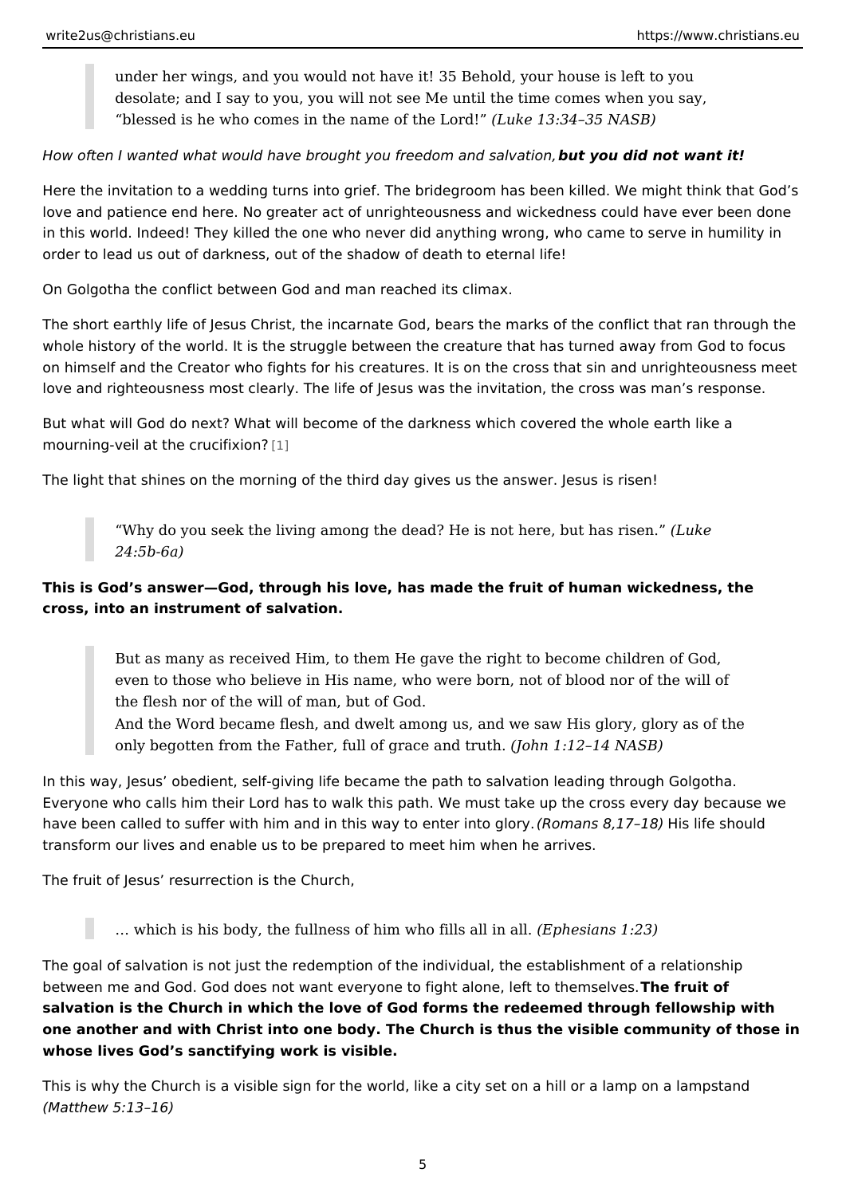> under her wings, and you would not have it! 35 Behold, your house is left to you desolate; and I say to you, you will not see Me until the time comes when you say, "blessed is he who comes in the name of the Lord!" *(Luke 13:34–35 NASB)*

*How often I wanted what would have brought you freedom and salvation,* ***but you did not want it!***

Here the invitation to a wedding turns into grief. The bridegroom has been killed. We might think that God's love and patience end here. No greater act of unrighteousness and wickedness could have ever been done in this world. Indeed! They killed the one who never did anything wrong, who came to serve in humility in order to lead us out of darkness, out of the shadow of death to eternal life!

On Golgotha the conflict between God and man reached its climax.

The short earthly life of Jesus Christ, the incarnate God, bears the marks of the conflict that ran through the whole history of the world. It is the struggle between the creature that has turned away from God to focus on himself and the Creator who fights for his creatures. It is on the cross that sin and unrighteousness meet love and righteousness most clearly. The life of Jesus was the invitation, the cross was man's response.

But what will God do next? What will become of the darkness which covered the whole earth like a mourning-veil at the crucifixion? [1]

The light that shines on the morning of the third day gives us the answer. Jesus is risen!

> "Why do you seek the living among the dead? He is not here, but has risen." *(Luke 24:5b-6a)*

**This is God's answer—God, through his love, has made the fruit of human wickedness, the cross, into an instrument of salvation.**

> But as many as received Him, to them He gave the right to become children of God, even to those who believe in His name, who were born, not of blood nor of the will of the flesh nor of the will of man, but of God.
> And the Word became flesh, and dwelt among us, and we saw His glory, glory as of the only begotten from the Father, full of grace and truth. *(John 1:12–14 NASB)*

In this way, Jesus' obedient, self-giving life became the path to salvation leading through Golgotha. Everyone who calls him their Lord has to walk this path. We must take up the cross every day because we have been called to suffer with him and in this way to enter into glory. *(Romans 8,17–18)* His life should transform our lives and enable us to be prepared to meet him when he arrives.

The fruit of Jesus' resurrection is the Church,

> … which is his body, the fullness of him who fills all in all. *(Ephesians 1:23)*

The goal of salvation is not just the redemption of the individual, the establishment of a relationship between me and God. God does not want everyone to fight alone, left to themselves. **The fruit of salvation is the Church in which the love of God forms the redeemed through fellowship with one another and with Christ into one body. The Church is thus the visible community of those in whose lives God's sanctifying work is visible.**

This is why the Church is a visible sign for the world, like a city set on a hill or a lamp on a lampstand *(Matthew 5:13–16)*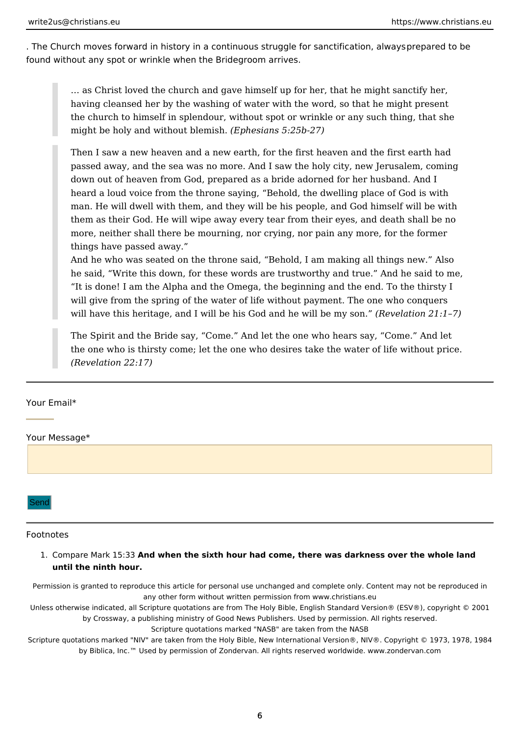. The Church moves forward in history in a continuous struggle for sanctification, always prepared to be found without any spot or wrinkle when the Bridegroom arrives.

> … as Christ loved the church and gave himself up for her, that he might sanctify her, having cleansed her by the washing of water with the word, so that he might present the church to himself in splendour, without spot or wrinkle or any such thing, that she might be holy and without blemish. *(Ephesians 5:25b-27)*

> Then I saw a new heaven and a new earth, for the first heaven and the first earth had passed away, and the sea was no more. And I saw the holy city, new Jerusalem, coming down out of heaven from God, prepared as a bride adorned for her husband. And I heard a loud voice from the throne saying, "Behold, the dwelling place of God is with man. He will dwell with them, and they will be his people, and God himself will be with them as their God. He will wipe away every tear from their eyes, and death shall be no more, neither shall there be mourning, nor crying, nor pain any more, for the former things have passed away."
> And he who was seated on the throne said, "Behold, I am making all things new." Also he said, "Write this down, for these words are trustworthy and true." And he said to me, "It is done! I am the Alpha and the Omega, the beginning and the end. To the thirsty I will give from the spring of the water of life without payment. The one who conquers will have this heritage, and I will be his God and he will be my son." *(Revelation 21:1–7)*

> The Spirit and the Bride say, "Come." And let the one who hears say, "Come." And let the one who is thirsty come; let the one who desires take the water of life without price. *(Revelation 22:17)*

---

Your Email*

Your Message*

Send

---

Footnotes

1. Compare Mark 15:33 **And when the sixth hour had come, there was darkness over the whole land until the ninth hour.**

Permission is granted to reproduce this article for personal use unchanged and complete only. Content may not be reproduced in any other form without written permission from www.christians.eu

Unless otherwise indicated, all Scripture quotations are from The Holy Bible, English Standard Version® (ESV®), copyright © 2001 by Crossway, a publishing ministry of Good News Publishers. Used by permission. All rights reserved.

Scripture quotations marked "NASB" are taken from the NASB

Scripture quotations marked "NIV" are taken from the Holy Bible, New International Version®, NIV®. Copyright © 1973, 1978, 1984 by Biblica, Inc.™ Used by permission of Zondervan. All rights reserved worldwide. www.zondervan.com